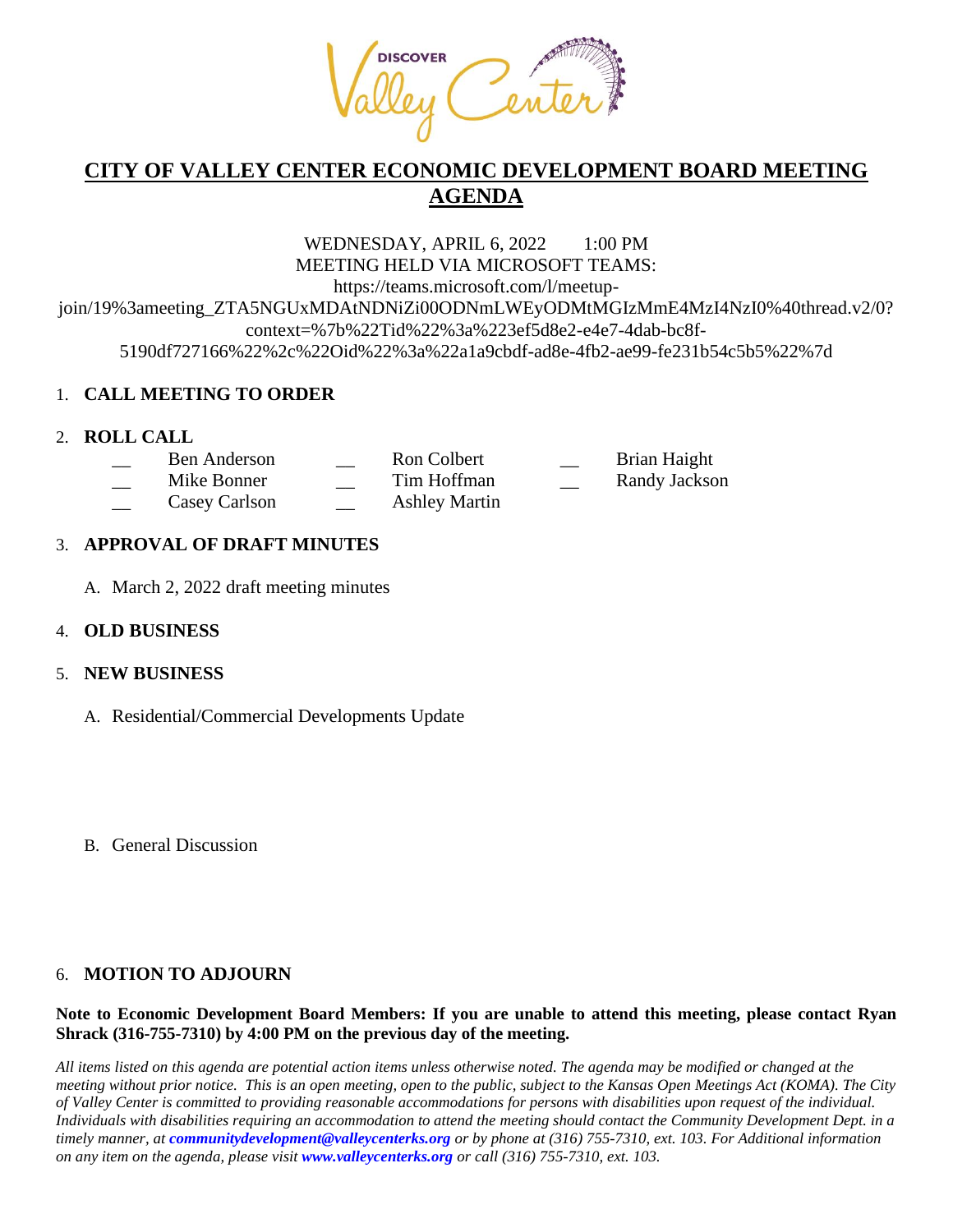# CITY OF VALLEY CENTER ECONOMIC DEVELOPMENT BOARD MEETING AGENDA

WEDNESDAY, APRIL 6, 2022 1:00 PM
MEETING HELD VIA MICROSOFT TEAMS:
https://teams.microsoft.com/l/meetup-join/19%3ameeting_ZTA5NGUxMDAtNDNiZi00ODNmLWEyODMtMGIzMmE4MzI4NzI0%40thread.v2/0?context=%7b%22Tid%22%3a%223ef5d8e2-e4e7-4dab-bc8f-5190df727166%22%2c%22Oid%22%3a%22a1a9cbdf-ad8e-4fb2-ae99-fe231b54c5b5%22%7d

1. **CALL MEETING TO ORDER**

2. **ROLL CALL**

| | | | | | |
|---|---|---|---|---|---|
| __ | Ben Anderson | __ | Ron Colbert | __ | Brian Haight |
| __ | Mike Bonner | __ | Tim Hoffman | __ | Randy Jackson |
| __ | Casey Carlson | __ | Ashley Martin | | |

3. **APPROVAL OF DRAFT MINUTES**

   A. March 2, 2022 draft meeting minutes

4. **OLD BUSINESS**

5. **NEW BUSINESS**

   A. Residential/Commercial Developments Update

   B. General Discussion

6. **MOTION TO ADJOURN**

**Note to Economic Development Board Members: If you are unable to attend this meeting, please contact Ryan Shrack (316-755-7310) by 4:00 PM on the previous day of the meeting.**

*All items listed on this agenda are potential action items unless otherwise noted. The agenda may be modified or changed at the meeting without prior notice. This is an open meeting, open to the public, subject to the Kansas Open Meetings Act (KOMA). The City of Valley Center is committed to providing reasonable accommodations for persons with disabilities upon request of the individual. Individuals with disabilities requiring an accommodation to attend the meeting should contact the Community Development Dept. in a timely manner, at **communitydevelopment@valleycenterks.org** or by phone at (316) 755-7310, ext. 103. For Additional information on any item on the agenda, please visit **www.valleycenterks.org** or call (316) 755-7310, ext. 103.*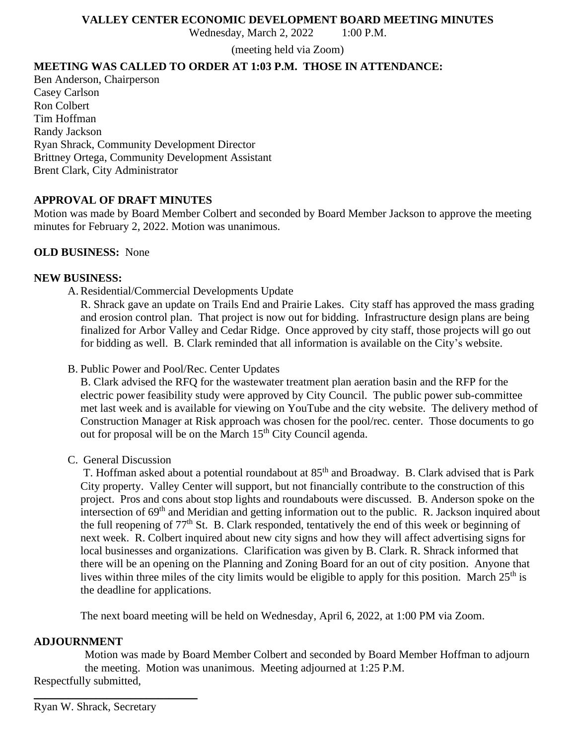# VALLEY CENTER ECONOMIC DEVELOPMENT BOARD MEETING MINUTES

Wednesday, March 2, 2022 1:00 P.M.

(meeting held via Zoom)

## MEETING WAS CALLED TO ORDER AT 1:03 P.M. THOSE IN ATTENDANCE:

Ben Anderson, Chairperson
Casey Carlson
Ron Colbert
Tim Hoffman
Randy Jackson
Ryan Shrack, Community Development Director
Brittney Ortega, Community Development Assistant
Brent Clark, City Administrator

## APPROVAL OF DRAFT MINUTES

Motion was made by Board Member Colbert and seconded by Board Member Jackson to approve the meeting minutes for February 2, 2022. Motion was unanimous.

**OLD BUSINESS:** None

## NEW BUSINESS:

A. Residential/Commercial Developments Update

R. Shrack gave an update on Trails End and Prairie Lakes. City staff has approved the mass grading and erosion control plan. That project is now out for bidding. Infrastructure design plans are being finalized for Arbor Valley and Cedar Ridge. Once approved by city staff, those projects will go out for bidding as well. B. Clark reminded that all information is available on the City's website.

B. Public Power and Pool/Rec. Center Updates

B. Clark advised the RFQ for the wastewater treatment plan aeration basin and the RFP for the electric power feasibility study were approved by City Council. The public power sub-committee met last week and is available for viewing on YouTube and the city website. The delivery method of Construction Manager at Risk approach was chosen for the pool/rec. center. Those documents to go out for proposal will be on the March 15th City Council agenda.

C. General Discussion

T. Hoffman asked about a potential roundabout at 85th and Broadway. B. Clark advised that is Park City property. Valley Center will support, but not financially contribute to the construction of this project. Pros and cons about stop lights and roundabouts were discussed. B. Anderson spoke on the intersection of 69th and Meridian and getting information out to the public. R. Jackson inquired about the full reopening of 77th St. B. Clark responded, tentatively the end of this week or beginning of next week. R. Colbert inquired about new city signs and how they will affect advertising signs for local businesses and organizations. Clarification was given by B. Clark. R. Shrack informed that there will be an opening on the Planning and Zoning Board for an out of city position. Anyone that lives within three miles of the city limits would be eligible to apply for this position. March 25th is the deadline for applications.

The next board meeting will be held on Wednesday, April 6, 2022, at 1:00 PM via Zoom.

## ADJOURNMENT

Motion was made by Board Member Colbert and seconded by Board Member Hoffman to adjourn the meeting. Motion was unanimous. Meeting adjourned at 1:25 P.M.

Respectfully submitted,

\_\_\_\_\_\_\_\_\_\_\_\_\_\_\_\_\_\_\_\_\_\_\_\_\_\_\_\_\_\_

Ryan W. Shrack, Secretary